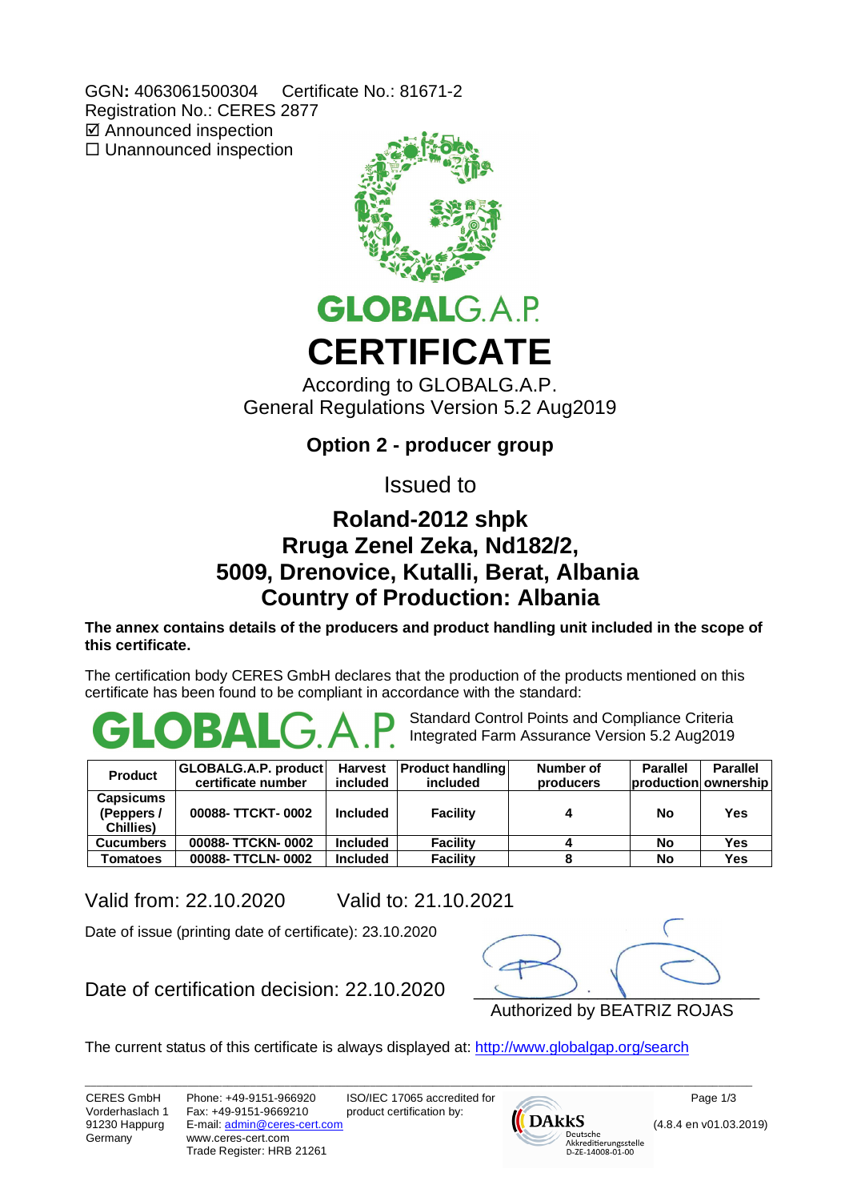GGN: 4063061500304 Certificate No.: 81671-2
Registration No.: CERES 2877
☑ Announced inspection
☐ Unannounced inspection

GLOBALG.A.P.

# CERTIFICATE

According to GLOBALG.A.P.
General Regulations Version 5.2 Aug2019

## Option 2 - producer group

Issued to

## Roland-2012 shpk
## Rruga Zenel Zeka, Nd182/2,
## 5009, Drenovice, Kutalli, Berat, Albania
## Country of Production: Albania

**The annex contains details of the producers and product handling unit included in the scope of this certificate.**

The certification body CERES GmbH declares that the production of the products mentioned on this certificate has been found to be compliant in accordance with the standard:

GLOBALG.A.P. Standard Control Points and Compliance Criteria
Integrated Farm Assurance Version 5.2 Aug2019

| Product | GLOBALG.A.P. product certificate number | Harvest included | Product handling included | Number of producers | Parallel production | Parallel ownership |
|---|---|---|---|---|---|---|
| Capsicums (Peppers / Chillies) | 00088- TTCKT- 0002 | Included | Facility | 4 | No | Yes |
| Cucumbers | 00088- TTCKN- 0002 | Included | Facility | 4 | No | Yes |
| Tomatoes | 00088- TTCLN- 0002 | Included | Facility | 8 | No | Yes |

Valid from: 22.10.2020 Valid to: 21.10.2021

Date of issue (printing date of certificate): 23.10.2020

Date of certification decision: 22.10.2020

Authorized by BEATRIZ ROJAS

The current status of this certificate is always displayed at: http://www.globalgap.org/search

CERES GmbH
Vorderhaslach 1
91230 Happurg
Germany

Phone: +49-9151-966920
Fax: +49-9151-9669210
E-mail: admin@ceres-cert.com
www.ceres-cert.com
Trade Register: HRB 21261

ISO/IEC 17065 accredited for product certification by:
DAkkS Deutsche Akkreditierungsstelle D-ZE-14008-01-00

(4.8.4 en v01.03.2019)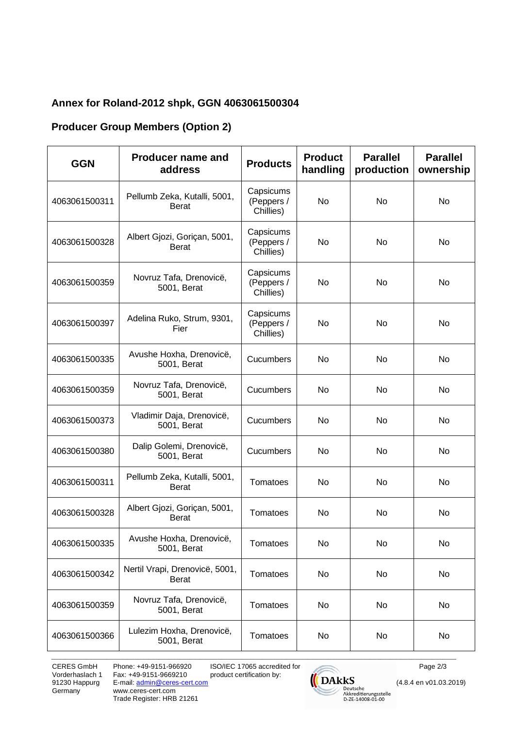## Annex for Roland-2012 shpk, GGN 4063061500304

## Producer Group Members (Option 2)

| GGN | Producer name and address | Products | Product handling | Parallel production | Parallel ownership |
|---|---|---|---|---|---|
| 4063061500311 | Pellumb Zeka, Kutalli, 5001, Berat | Capsicums (Peppers / Chillies) | No | No | No |
| 4063061500328 | Albert Gjozi, Goriçan, 5001, Berat | Capsicums (Peppers / Chillies) | No | No | No |
| 4063061500359 | Novruz Tafa, Drenovicë, 5001, Berat | Capsicums (Peppers / Chillies) | No | No | No |
| 4063061500397 | Adelina Ruko, Strum, 9301, Fier | Capsicums (Peppers / Chillies) | No | No | No |
| 4063061500335 | Avushe Hoxha, Drenovicë, 5001, Berat | Cucumbers | No | No | No |
| 4063061500359 | Novruz Tafa, Drenovicë, 5001, Berat | Cucumbers | No | No | No |
| 4063061500373 | Vladimir Daja, Drenovicë, 5001, Berat | Cucumbers | No | No | No |
| 4063061500380 | Dalip Golemi, Drenovicë, 5001, Berat | Cucumbers | No | No | No |
| 4063061500311 | Pellumb Zeka, Kutalli, 5001, Berat | Tomatoes | No | No | No |
| 4063061500328 | Albert Gjozi, Goriçan, 5001, Berat | Tomatoes | No | No | No |
| 4063061500335 | Avushe Hoxha, Drenovicë, 5001, Berat | Tomatoes | No | No | No |
| 4063061500342 | Nertil Vrapi, Drenovicë, 5001, Berat | Tomatoes | No | No | No |
| 4063061500359 | Novruz Tafa, Drenovicë, 5001, Berat | Tomatoes | No | No | No |
| 4063061500366 | Lulezim Hoxha, Drenovicë, 5001, Berat | Tomatoes | No | No | No |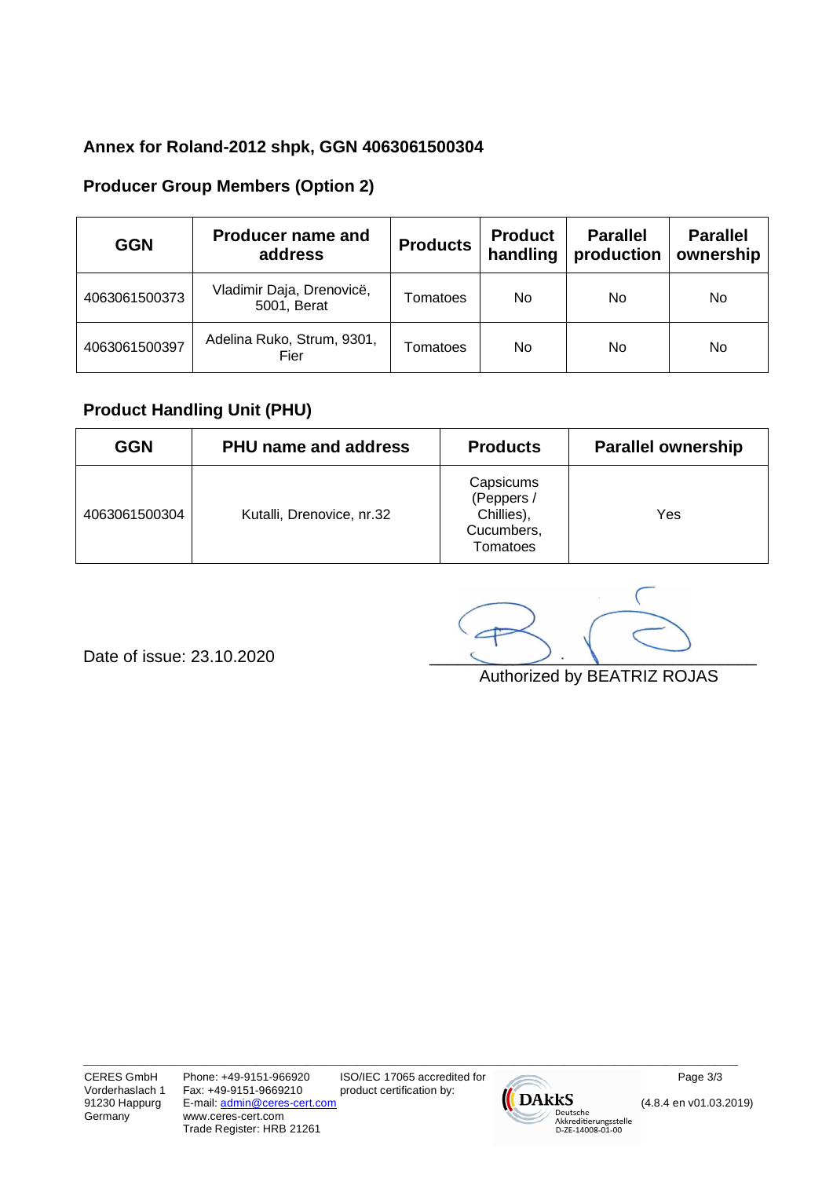## Annex for Roland-2012 shpk, GGN 4063061500304

### Producer Group Members (Option 2)

| GGN | Producer name and address | Products | Product handling | Parallel production | Parallel ownership |
|---|---|---|---|---|---|
| 4063061500373 | Vladimir Daja, Drenovicë, 5001, Berat | Tomatoes | No | No | No |
| 4063061500397 | Adelina Ruko, Strum, 9301, Fier | Tomatoes | No | No | No |

### Product Handling Unit (PHU)

| GGN | PHU name and address | Products | Parallel ownership |
|---|---|---|---|
| 4063061500304 | Kutalli, Drenovice, nr.32 | Capsicums (Peppers / Chillies), Cucumbers, Tomatoes | Yes |

Date of issue: 23.10.2020

Authorized by BEATRIZ ROJAS

CERES GmbH
Vorderhaslach 1
91230 Happurg
Germany

Phone: +49-9151-966920
Fax: +49-9151-9669210
E-mail: admin@ceres-cert.com
www.ceres-cert.com
Trade Register: HRB 21261

ISO/IEC 17065 accredited for product certification by:

DAkkS Deutsche Akkreditierungsstelle D-ZE-14008-01-00

(4.8.4 en v01.03.2019)